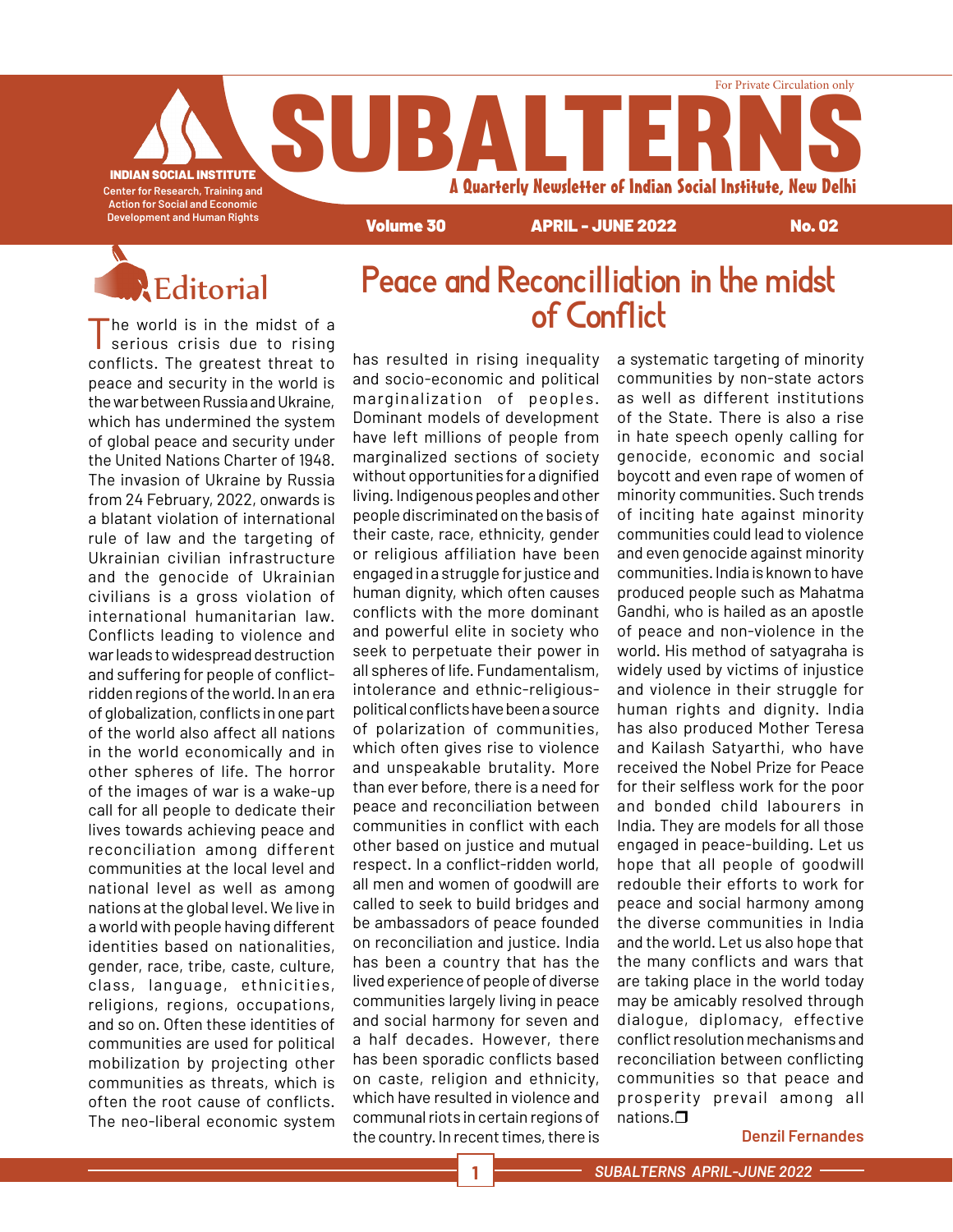For Private Circulation only

# SUBALTERNS

A Quarterly Newsletter of Indian Social Institute, New Delhi

**INDIAN SOCIAL INSTITUTE**
Center for Research, Training and Action for Social and Economic Development and Human Rights

**Volume 30 | APRIL - JUNE 2022 | No. 02**

## Editorial

# Peace and Reconcilliation in the midst of Conflict

The world is in the midst of a serious crisis due to rising conflicts. The greatest threat to peace and security in the world is the war between Russia and Ukraine, which has undermined the system of global peace and security under the United Nations Charter of 1948. The invasion of Ukraine by Russia from 24 February, 2022, onwards is a blatant violation of international rule of law and the targeting of Ukrainian civilian infrastructure and the genocide of Ukrainian civilians is a gross violation of international humanitarian law. Conflicts leading to violence and war leads to widespread destruction and suffering for people of conflict-ridden regions of the world. In an era of globalization, conflicts in one part of the world also affect all nations in the world economically and in other spheres of life. The horror of the images of war is a wake-up call for all people to dedicate their lives towards achieving peace and reconciliation among different communities at the local level and national level as well as among nations at the global level. We live in a world with people having different identities based on nationalities, gender, race, tribe, caste, culture, class, language, ethnicities, religions, regions, occupations, and so on. Often these identities of communities are used for political mobilization by projecting other communities as threats, which is often the root cause of conflicts. The neo-liberal economic system has resulted in rising inequality and socio-economic and political marginalization of peoples. Dominant models of development have left millions of people from marginalized sections of society without opportunities for a dignified living. Indigenous peoples and other people discriminated on the basis of their caste, race, ethnicity, gender or religious affiliation have been engaged in a struggle for justice and human dignity, which often causes conflicts with the more dominant and powerful elite in society who seek to perpetuate their power in all spheres of life. Fundamentalism, intolerance and ethnic-religious-political conflicts have been a source of polarization of communities, which often gives rise to violence and unspeakable brutality. More than ever before, there is a need for peace and reconciliation between communities in conflict with each other based on justice and mutual respect. In a conflict-ridden world, all men and women of goodwill are called to seek to build bridges and be ambassadors of peace founded on reconciliation and justice. India has been a country that has the lived experience of people of diverse communities largely living in peace and social harmony for seven and a half decades. However, there has been sporadic conflicts based on caste, religion and ethnicity, which have resulted in violence and communal riots in certain regions of the country. In recent times, there is a systematic targeting of minority communities by non-state actors as well as different institutions of the State. There is also a rise in hate speech openly calling for genocide, economic and social boycott and even rape of women of minority communities. Such trends of inciting hate against minority communities could lead to violence and even genocide against minority communities. India is known to have produced people such as Mahatma Gandhi, who is hailed as an apostle of peace and non-violence in the world. His method of satyagraha is widely used by victims of injustice and violence in their struggle for human rights and dignity. India has also produced Mother Teresa and Kailash Satyarthi, who have received the Nobel Prize for Peace for their selfless work for the poor and bonded child labourers in India. They are models for all those engaged in peace-building. Let us hope that all people of goodwill redouble their efforts to work for peace and social harmony among the diverse communities in India and the world. Let us also hope that the many conflicts and wars that are taking place in the world today may be amicably resolved through dialogue, diplomacy, effective conflict resolution mechanisms and reconciliation between conflicting communities so that peace and prosperity prevail among all nations.❐

**Denzil Fernandes**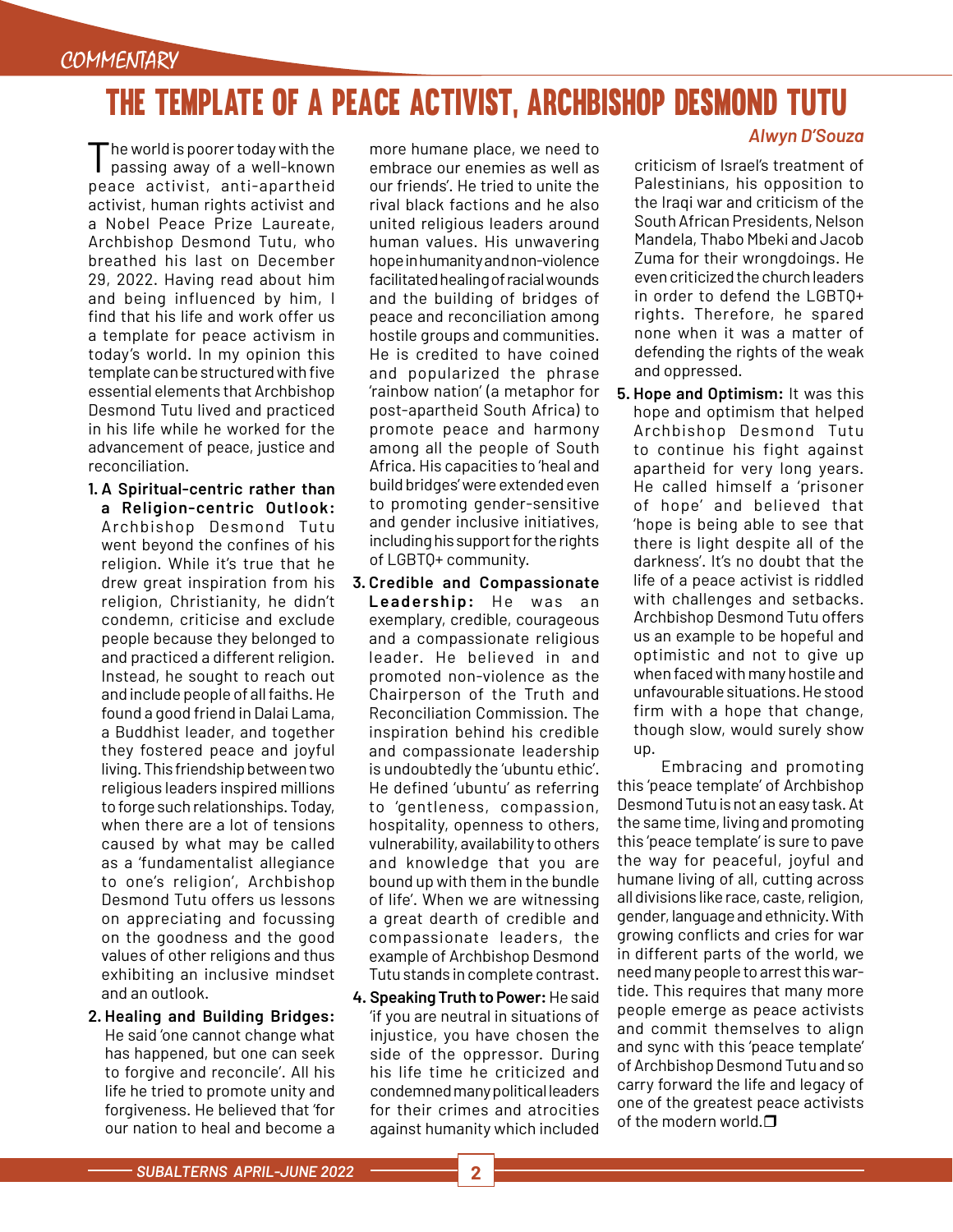COMMENTARY

# THE TEMPLATE OF A PEACE ACTIVIST, ARCHBISHOP DESMOND TUTU

*Alwyn D'Souza*

The world is poorer today with the passing away of a well-known peace activist, anti-apartheid activist, human rights activist and a Nobel Peace Prize Laureate, Archbishop Desmond Tutu, who breathed his last on December 29, 2022. Having read about him and being influenced by him, I find that his life and work offer us a template for peace activism in today's world. In my opinion this template can be structured with five essential elements that Archbishop Desmond Tutu lived and practiced in his life while he worked for the advancement of peace, justice and reconciliation.

1. **A Spiritual-centric rather than a Religion-centric Outlook:** Archbishop Desmond Tutu went beyond the confines of his religion. While it's true that he drew great inspiration from his religion, Christianity, he didn't condemn, criticise and exclude people because they belonged to and practiced a different religion. Instead, he sought to reach out and include people of all faiths. He found a good friend in Dalai Lama, a Buddhist leader, and together they fostered peace and joyful living. This friendship between two religious leaders inspired millions to forge such relationships. Today, when there are a lot of tensions caused by what may be called as a 'fundamentalist allegiance to one's religion', Archbishop Desmond Tutu offers us lessons on appreciating and focussing on the goodness and the good values of other religions and thus exhibiting an inclusive mindset and an outlook.

2. **Healing and Building Bridges:** He said 'one cannot change what has happened, but one can seek to forgive and reconcile'. All his life he tried to promote unity and forgiveness. He believed that 'for our nation to heal and become a more humane place, we need to embrace our enemies as well as our friends'. He tried to unite the rival black factions and he also united religious leaders around human values. His unwavering hope in humanity and non-violence facilitated healing of racial wounds and the building of bridges of peace and reconciliation among hostile groups and communities. He is credited to have coined and popularized the phrase 'rainbow nation' (a metaphor for post-apartheid South Africa) to promote peace and harmony among all the people of South Africa. His capacities to 'heal and build bridges' were extended even to promoting gender-sensitive and gender inclusive initiatives, including his support for the rights of LGBTQ+ community.

3. **Credible and Compassionate Leadership:** He was an exemplary, credible, courageous and a compassionate religious leader. He believed in and promoted non-violence as the Chairperson of the Truth and Reconciliation Commission. The inspiration behind his credible and compassionate leadership is undoubtedly the 'ubuntu ethic'. He defined 'ubuntu' as referring to 'gentleness, compassion, hospitality, openness to others, vulnerability, availability to others and knowledge that you are bound up with them in the bundle of life'. When we are witnessing a great dearth of credible and compassionate leaders, the example of Archbishop Desmond Tutu stands in complete contrast.

4. **Speaking Truth to Power:** He said 'if you are neutral in situations of injustice, you have chosen the side of the oppressor. During his life time he criticized and condemned many political leaders for their crimes and atrocities against humanity which included criticism of Israel's treatment of Palestinians, his opposition to the Iraqi war and criticism of the South African Presidents, Nelson Mandela, Thabo Mbeki and Jacob Zuma for their wrongdoings. He even criticized the church leaders in order to defend the LGBTQ+ rights. Therefore, he spared none when it was a matter of defending the rights of the weak and oppressed.

5. **Hope and Optimism:** It was this hope and optimism that helped Archbishop Desmond Tutu to continue his fight against apartheid for very long years. He called himself a 'prisoner of hope' and believed that 'hope is being able to see that there is light despite all of the darkness'. It's no doubt that the life of a peace activist is riddled with challenges and setbacks. Archbishop Desmond Tutu offers us an example to be hopeful and optimistic and not to give up when faced with many hostile and unfavourable situations. He stood firm with a hope that change, though slow, would surely show up.

Embracing and promoting this 'peace template' of Archbishop Desmond Tutu is not an easy task. At the same time, living and promoting this 'peace template' is sure to pave the way for peaceful, joyful and humane living of all, cutting across all divisions like race, caste, religion, gender, language and ethnicity. With growing conflicts and cries for war in different parts of the world, we need many people to arrest this war-tide. This requires that many more people emerge as peace activists and commit themselves to align and sync with this 'peace template' of Archbishop Desmond Tutu and so carry forward the life and legacy of one of the greatest peace activists of the modern world.❒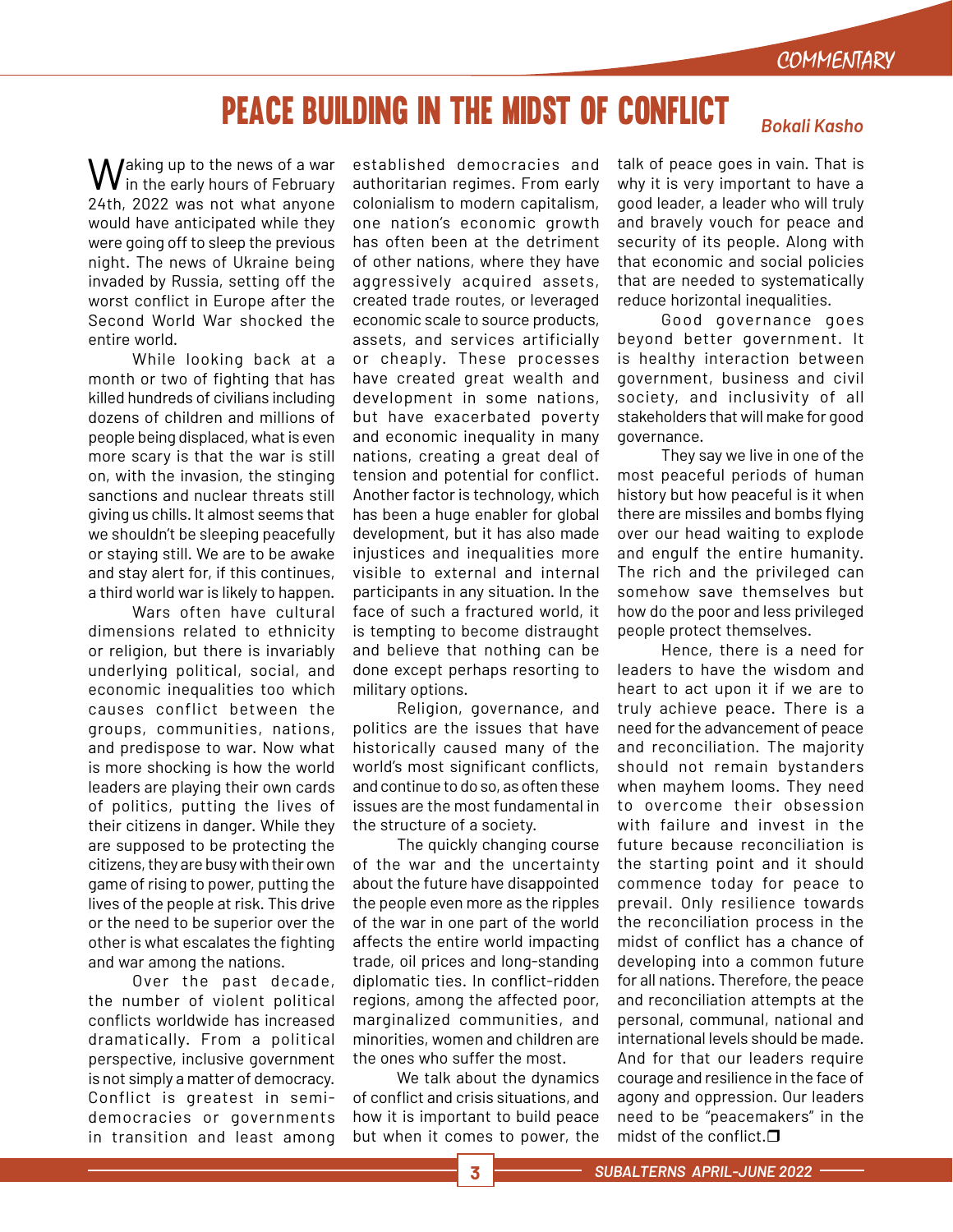# PEACE BUILDING IN THE MIDST OF CONFLICT

*Bokali Kasho*

Waking up to the news of a war in the early hours of February 24th, 2022 was not what anyone would have anticipated while they were going off to sleep the previous night. The news of Ukraine being invaded by Russia, setting off the worst conflict in Europe after the Second World War shocked the entire world.

While looking back at a month or two of fighting that has killed hundreds of civilians including dozens of children and millions of people being displaced, what is even more scary is that the war is still on, with the invasion, the stinging sanctions and nuclear threats still giving us chills. It almost seems that we shouldn't be sleeping peacefully or staying still. We are to be awake and stay alert for, if this continues, a third world war is likely to happen.

Wars often have cultural dimensions related to ethnicity or religion, but there is invariably underlying political, social, and economic inequalities too which causes conflict between the groups, communities, nations, and predispose to war. Now what is more shocking is how the world leaders are playing their own cards of politics, putting the lives of their citizens in danger. While they are supposed to be protecting the citizens, they are busy with their own game of rising to power, putting the lives of the people at risk. This drive or the need to be superior over the other is what escalates the fighting and war among the nations.

Over the past decade, the number of violent political conflicts worldwide has increased dramatically. From a political perspective, inclusive government is not simply a matter of democracy. Conflict is greatest in semi-democracies or governments in transition and least among established democracies and authoritarian regimes. From early colonialism to modern capitalism, one nation's economic growth has often been at the detriment of other nations, where they have aggressively acquired assets, created trade routes, or leveraged economic scale to source products, assets, and services artificially or cheaply. These processes have created great wealth and development in some nations, but have exacerbated poverty and economic inequality in many nations, creating a great deal of tension and potential for conflict. Another factor is technology, which has been a huge enabler for global development, but it has also made injustices and inequalities more visible to external and internal participants in any situation. In the face of such a fractured world, it is tempting to become distraught and believe that nothing can be done except perhaps resorting to military options.

Religion, governance, and politics are the issues that have historically caused many of the world's most significant conflicts, and continue to do so, as often these issues are the most fundamental in the structure of a society.

The quickly changing course of the war and the uncertainty about the future have disappointed the people even more as the ripples of the war in one part of the world affects the entire world impacting trade, oil prices and long-standing diplomatic ties. In conflict-ridden regions, among the affected poor, marginalized communities, and minorities, women and children are the ones who suffer the most.

We talk about the dynamics of conflict and crisis situations, and how it is important to build peace but when it comes to power, the talk of peace goes in vain. That is why it is very important to have a good leader, a leader who will truly and bravely vouch for peace and security of its people. Along with that economic and social policies that are needed to systematically reduce horizontal inequalities.

Good governance goes beyond better government. It is healthy interaction between government, business and civil society, and inclusivity of all stakeholders that will make for good governance.

They say we live in one of the most peaceful periods of human history but how peaceful is it when there are missiles and bombs flying over our head waiting to explode and engulf the entire humanity. The rich and the privileged can somehow save themselves but how do the poor and less privileged people protect themselves.

Hence, there is a need for leaders to have the wisdom and heart to act upon it if we are to truly achieve peace. There is a need for the advancement of peace and reconciliation. The majority should not remain bystanders when mayhem looms. They need to overcome their obsession with failure and invest in the future because reconciliation is the starting point and it should commence today for peace to prevail. Only resilience towards the reconciliation process in the midst of conflict has a chance of developing into a common future for all nations. Therefore, the peace and reconciliation attempts at the personal, communal, national and international levels should be made. And for that our leaders require courage and resilience in the face of agony and oppression. Our leaders need to be "peacemakers" in the midst of the conflict.❒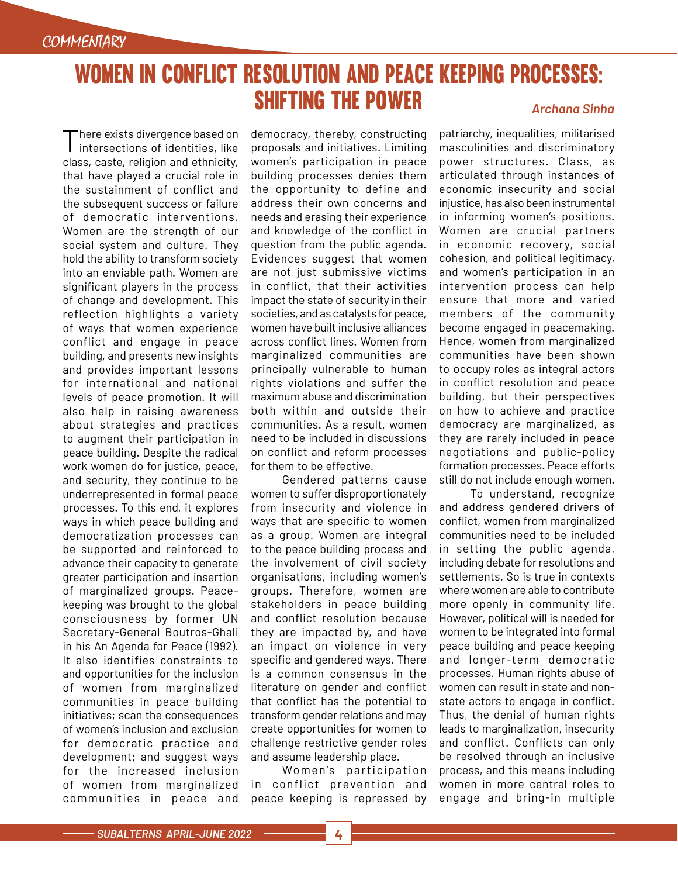COMMENTARY

# WOMEN IN CONFLICT RESOLUTION AND PEACE KEEPING PROCESSES: SHIFTING THE POWER

*Archana Sinha*

There exists divergence based on intersections of identities, like class, caste, religion and ethnicity, that have played a crucial role in the sustainment of conflict and the subsequent success or failure of democratic interventions. Women are the strength of our social system and culture. They hold the ability to transform society into an enviable path. Women are significant players in the process of change and development. This reflection highlights a variety of ways that women experience conflict and engage in peace building, and presents new insights and provides important lessons for international and national levels of peace promotion. It will also help in raising awareness about strategies and practices to augment their participation in peace building. Despite the radical work women do for justice, peace, and security, they continue to be underrepresented in formal peace processes. To this end, it explores ways in which peace building and democratization processes can be supported and reinforced to advance their capacity to generate greater participation and insertion of marginalized groups. Peace-keeping was brought to the global consciousness by former UN Secretary-General Boutros-Ghali in his An Agenda for Peace (1992). It also identifies constraints to and opportunities for the inclusion of women from marginalized communities in peace building initiatives; scan the consequences of women's inclusion and exclusion for democratic practice and development; and suggest ways for the increased inclusion of women from marginalized communities in peace and democracy, thereby, constructing proposals and initiatives. Limiting women's participation in peace building processes denies them the opportunity to define and address their own concerns and needs and erasing their experience and knowledge of the conflict in question from the public agenda. Evidences suggest that women are not just submissive victims in conflict, that their activities impact the state of security in their societies, and as catalysts for peace, women have built inclusive alliances across conflict lines. Women from marginalized communities are principally vulnerable to human rights violations and suffer the maximum abuse and discrimination both within and outside their communities. As a result, women need to be included in discussions on conflict and reform processes for them to be effective.

Gendered patterns cause women to suffer disproportionately from insecurity and violence in ways that are specific to women as a group. Women are integral to the peace building process and the involvement of civil society organisations, including women's groups. Therefore, women are stakeholders in peace building and conflict resolution because they are impacted by, and have an impact on violence in very specific and gendered ways. There is a common consensus in the literature on gender and conflict that conflict has the potential to transform gender relations and may create opportunities for women to challenge restrictive gender roles and assume leadership place.

Women's participation in conflict prevention and peace keeping is repressed by patriarchy, inequalities, militarised masculinities and discriminatory power structures. Class, as articulated through instances of economic insecurity and social injustice, has also been instrumental in informing women's positions. Women are crucial partners in economic recovery, social cohesion, and political legitimacy, and women's participation in an intervention process can help ensure that more and varied members of the community become engaged in peacemaking. Hence, women from marginalized communities have been shown to occupy roles as integral actors in conflict resolution and peace building, but their perspectives on how to achieve and practice democracy are marginalized, as they are rarely included in peace negotiations and public-policy formation processes. Peace efforts still do not include enough women.

To understand, recognize and address gendered drivers of conflict, women from marginalized communities need to be included in setting the public agenda, including debate for resolutions and settlements. So is true in contexts where women are able to contribute more openly in community life. However, political will is needed for women to be integrated into formal peace building and peace keeping and longer-term democratic processes. Human rights abuse of women can result in state and non-state actors to engage in conflict. Thus, the denial of human rights leads to marginalization, insecurity and conflict. Conflicts can only be resolved through an inclusive process, and this means including women in more central roles to engage and bring-in multiple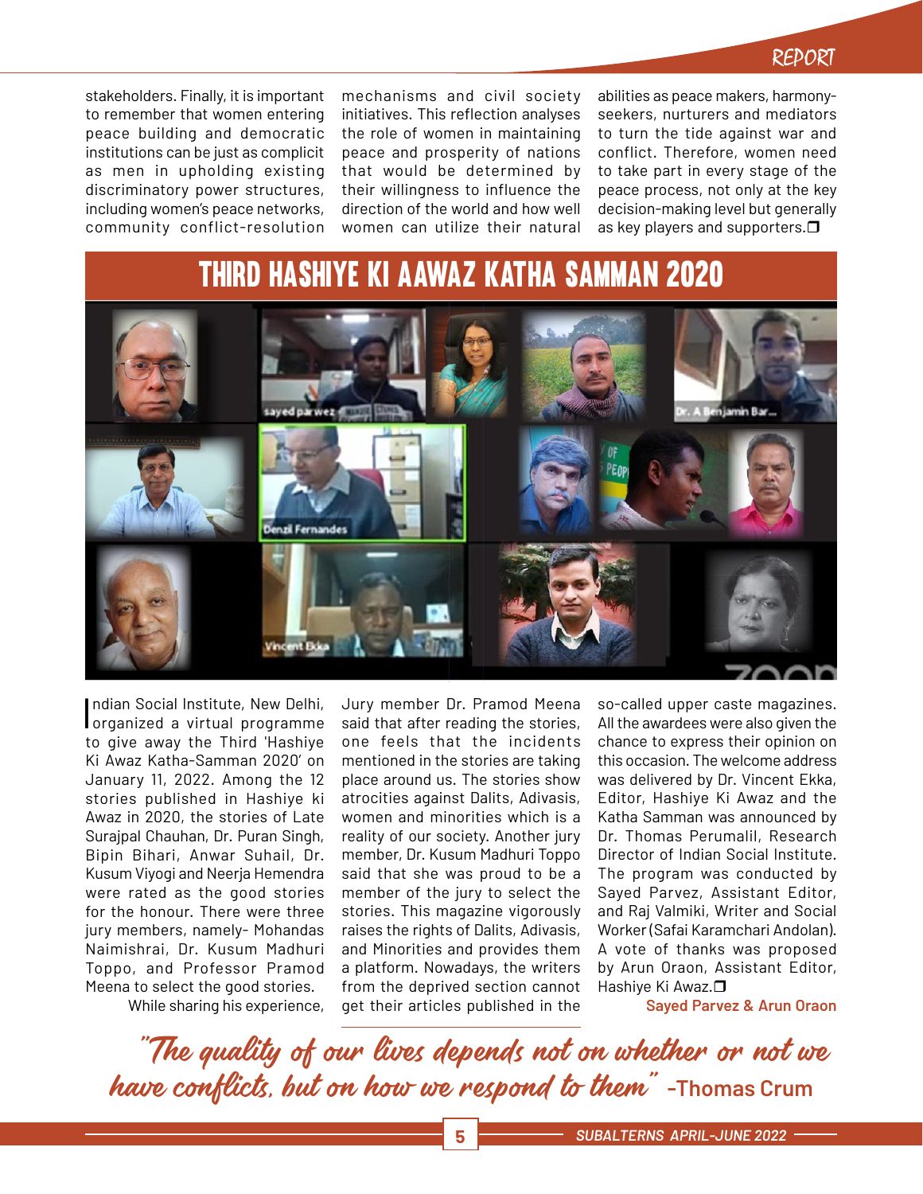stakeholders. Finally, it is important to remember that women entering peace building and democratic institutions can be just as complicit as men in upholding existing discriminatory power structures, including women's peace networks, community conflict-resolution mechanisms and civil society initiatives. This reflection analyses the role of women in maintaining peace and prosperity of nations that would be determined by their willingness to influence the direction of the world and how well women can utilize their natural abilities as peace makers, harmony-seekers, nurturers and mediators to turn the tide against war and conflict. Therefore, women need to take part in every stage of the peace process, not only at the key decision-making level but generally as key players and supporters.❐

# THIRD HASHIYE KI AAWAZ KATHA SAMMAN 2020

Indian Social Institute, New Delhi, organized a virtual programme to give away the Third 'Hashiye Ki Awaz Katha-Samman 2020' on January 11, 2022. Among the 12 stories published in Hashiye ki Awaz in 2020, the stories of Late Surajpal Chauhan, Dr. Puran Singh, Bipin Bihari, Anwar Suhail, Dr. Kusum Viyogi and Neerja Hemendra were rated as the good stories for the honour. There were three jury members, namely- Mohandas Naimishrai, Dr. Kusum Madhuri Toppo, and Professor Pramod Meena to select the good stories.

While sharing his experience, Jury member Dr. Pramod Meena said that after reading the stories, one feels that the incidents mentioned in the stories are taking place around us. The stories show atrocities against Dalits, Adivasis, women and minorities which is a reality of our society. Another jury member, Dr. Kusum Madhuri Toppo said that she was proud to be a member of the jury to select the stories. This magazine vigorously raises the rights of Dalits, Adivasis, and Minorities and provides them a platform. Nowadays, the writers from the deprived section cannot get their articles published in the so-called upper caste magazines. All the awardees were also given the chance to express their opinion on this occasion. The welcome address was delivered by Dr. Vincent Ekka, Editor, Hashiye Ki Awaz and the Katha Samman was announced by Dr. Thomas Perumalil, Research Director of Indian Social Institute. The program was conducted by Sayed Parvez, Assistant Editor, and Raj Valmiki, Writer and Social Worker (Safai Karamchari Andolan). A vote of thanks was proposed by Arun Oraon, Assistant Editor, Hashiye Ki Awaz.❐

**Sayed Parvez & Arun Oraon**

*"The quality of our lives depends not on whether or not we have conflicts, but on how we respond to them"* -Thomas Crum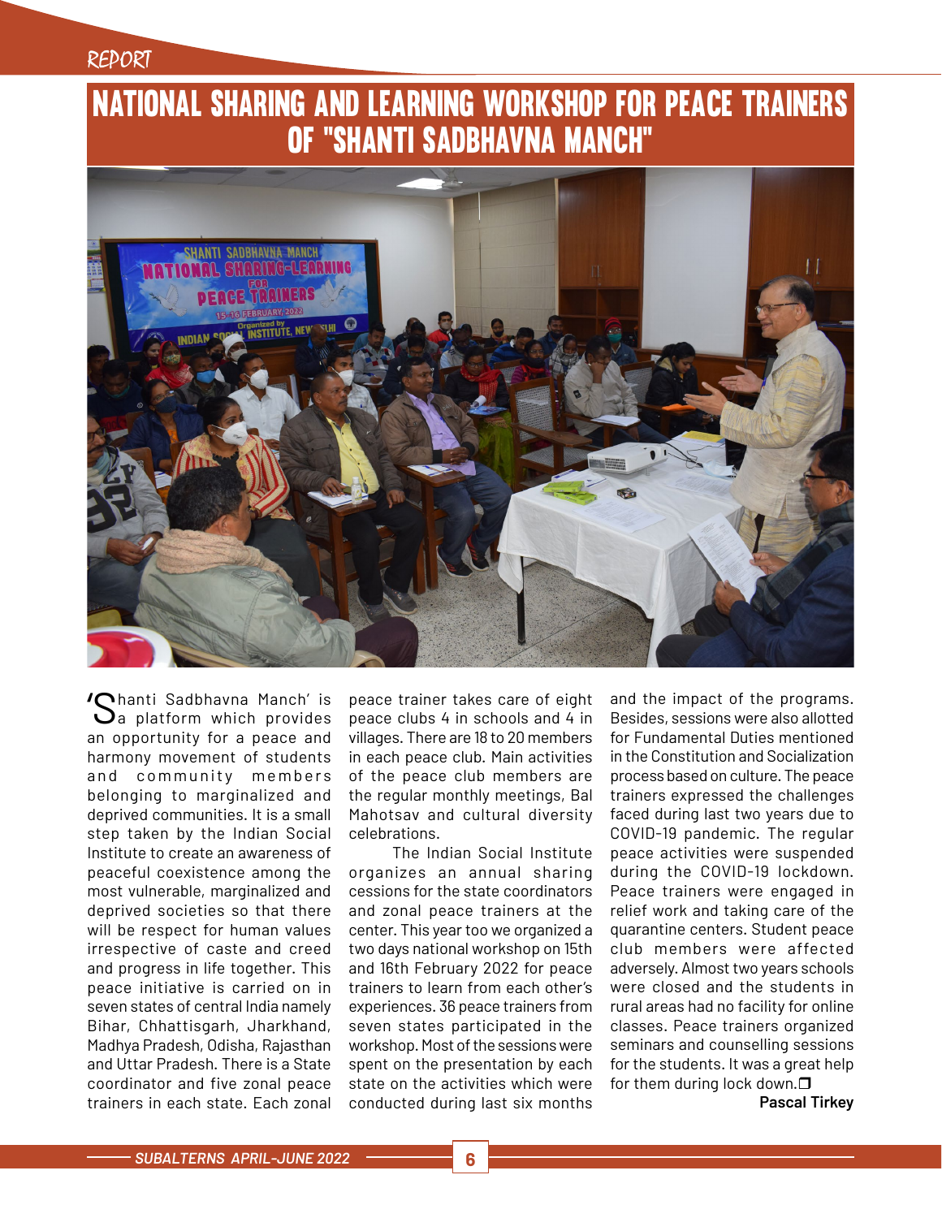# NATIONAL SHARING AND LEARNING WORKSHOP FOR PEACE TRAINERS OF "SHANTI SADBHAVNA MANCH"

'Shanti Sadbhavna Manch' is a platform which provides an opportunity for a peace and harmony movement of students and community members belonging to marginalized and deprived communities. It is a small step taken by the Indian Social Institute to create an awareness of peaceful coexistence among the most vulnerable, marginalized and deprived societies so that there will be respect for human values irrespective of caste and creed and progress in life together. This peace initiative is carried on in seven states of central India namely Bihar, Chhattisgarh, Jharkhand, Madhya Pradesh, Odisha, Rajasthan and Uttar Pradesh. There is a State coordinator and five zonal peace trainers in each state. Each zonal peace trainer takes care of eight peace clubs 4 in schools and 4 in villages. There are 18 to 20 members in each peace club. Main activities of the peace club members are the regular monthly meetings, Bal Mahotsav and cultural diversity celebrations.

The Indian Social Institute organizes an annual sharing cessions for the state coordinators and zonal peace trainers at the center. This year too we organized a two days national workshop on 15th and 16th February 2022 for peace trainers to learn from each other's experiences. 36 peace trainers from seven states participated in the workshop. Most of the sessions were spent on the presentation by each state on the activities which were conducted during last six months and the impact of the programs. Besides, sessions were also allotted for Fundamental Duties mentioned in the Constitution and Socialization process based on culture. The peace trainers expressed the challenges faced during last two years due to COVID-19 pandemic. The regular peace activities were suspended during the COVID-19 lockdown. Peace trainers were engaged in relief work and taking care of the quarantine centers. Student peace club members were affected adversely. Almost two years schools were closed and the students in rural areas had no facility for online classes. Peace trainers organized seminars and counselling sessions for the students. It was a great help for them during lock down.❐

**Pascal Tirkey**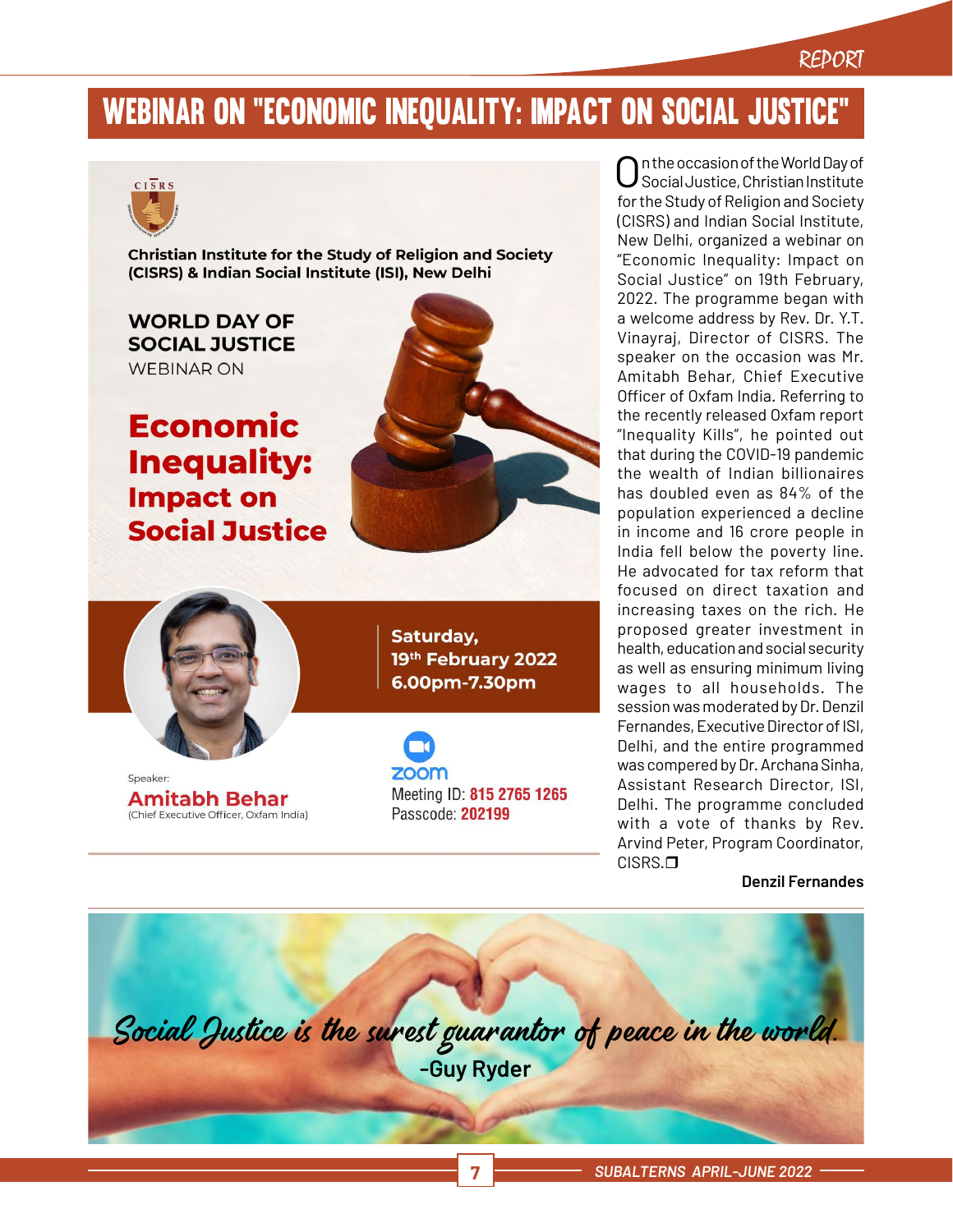# WEBINAR ON "ECONOMIC INEQUALITY: IMPACT ON SOCIAL JUSTICE"

Christian Institute for the Study of Religion and Society (CISRS) & Indian Social Institute (ISI), New Delhi

WORLD DAY OF SOCIAL JUSTICE

WEBINAR ON

**Economic Inequality: Impact on Social Justice**

Saturday, 19th February 2022

6.00pm-7.30pm

Speaker:

**Amitabh Behar**

(Chief Executive Officer, Oxfam India)

zoom

Meeting ID: 815 2765 1265

Passcode: 202199

On the occasion of the World Day of Social Justice, Christian Institute for the Study of Religion and Society (CISRS) and Indian Social Institute, New Delhi, organized a webinar on "Economic Inequality: Impact on Social Justice" on 19th February, 2022. The programme began with a welcome address by Rev. Dr. Y.T. Vinayraj, Director of CISRS. The speaker on the occasion was Mr. Amitabh Behar, Chief Executive Officer of Oxfam India. Referring to the recently released Oxfam report "Inequality Kills", he pointed out that during the COVID-19 pandemic the wealth of Indian billionaires has doubled even as 84% of the population experienced a decline in income and 16 crore people in India fell below the poverty line. He advocated for tax reform that focused on direct taxation and increasing taxes on the rich. He proposed greater investment in health, education and social security as well as ensuring minimum living wages to all households. The session was moderated by Dr. Denzil Fernandes, Executive Director of ISI, Delhi, and the entire programmed was compered by Dr. Archana Sinha, Assistant Research Director, ISI, Delhi. The programme concluded with a vote of thanks by Rev. Arvind Peter, Program Coordinator, CISRS.❐

**Denzil Fernandes**

*Social Justice is the surest guarantor of peace in the world.*

**-Guy Ryder**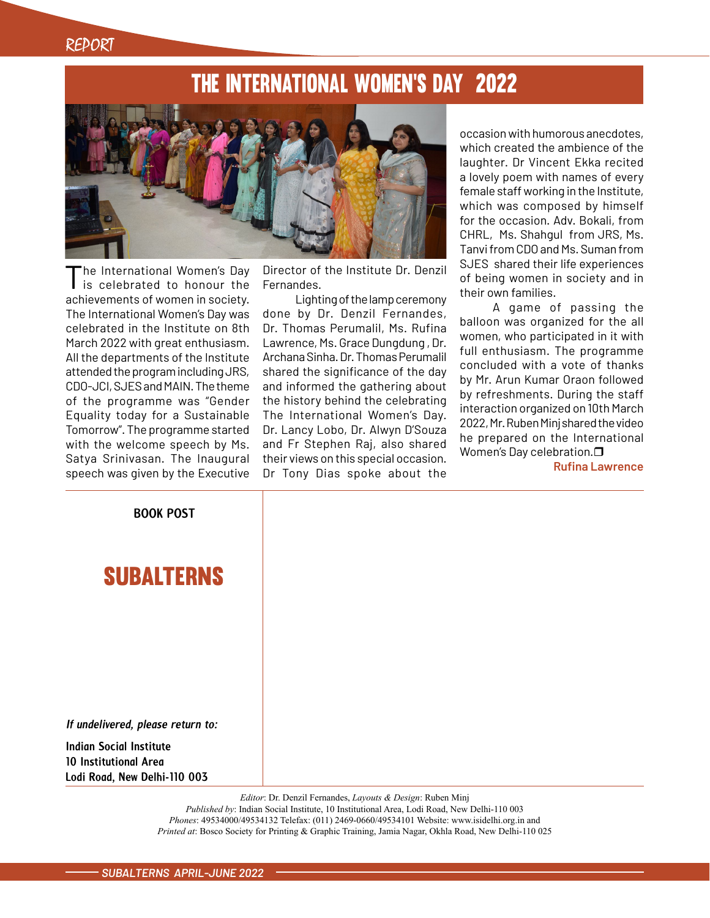REPORT

# THE INTERNATIONAL WOMEN'S DAY 2022

The International Women's Day is celebrated to honour the achievements of women in society. The International Women's Day was celebrated in the Institute on 8th March 2022 with great enthusiasm. All the departments of the Institute attended the program including JRS, CDO-JCI, SJES and MAIN. The theme of the programme was "Gender Equality today for a Sustainable Tomorrow". The programme started with the welcome speech by Ms. Satya Srinivasan. The Inaugural speech was given by the Executive Director of the Institute Dr. Denzil Fernandes.

Lighting of the lamp ceremony done by Dr. Denzil Fernandes, Dr. Thomas Perumalil, Ms. Rufina Lawrence, Ms. Grace Dungdung , Dr. Archana Sinha. Dr. Thomas Perumalil shared the significance of the day and informed the gathering about the history behind the celebrating The International Women's Day. Dr. Lancy Lobo, Dr. Alwyn D'Souza and Fr Stephen Raj, also shared their views on this special occasion. Dr Tony Dias spoke about the occasion with humorous anecdotes, which created the ambience of the laughter. Dr Vincent Ekka recited a lovely poem with names of every female staff working in the Institute, which was composed by himself for the occasion. Adv. Bokali, from CHRL, Ms. Shahgul from JRS, Ms. Tanvi from CDO and Ms. Suman from SJES shared their life experiences of being women in society and in their own families.

A game of passing the balloon was organized for the all women, who participated in it with full enthusiasm. The programme concluded with a vote of thanks by Mr. Arun Kumar Oraon followed by refreshments. During the staff interaction organized on 10th March 2022, Mr. Ruben Minj shared the video he prepared on the International Women's Day celebration.❒

**Rufina Lawrence**

---

**BOOK POST**

# SUBALTERNS

***If undelivered, please return to:***

**Indian Social Institute**
**10 Institutional Area**
**Lodi Road, New Delhi-110 003**

---

*Editor*: Dr. Denzil Fernandes, *Layouts & Design*: Ruben Minj
*Published by*: Indian Social Institute, 10 Institutional Area, Lodi Road, New Delhi-110 003
*Phones*: 49534000/49534132 Telefax: (011) 2469-0660/49534101 Website: www.isidelhi.org.in and
*Printed at*: Bosco Society for Printing & Graphic Training, Jamia Nagar, Okhla Road, New Delhi-110 025